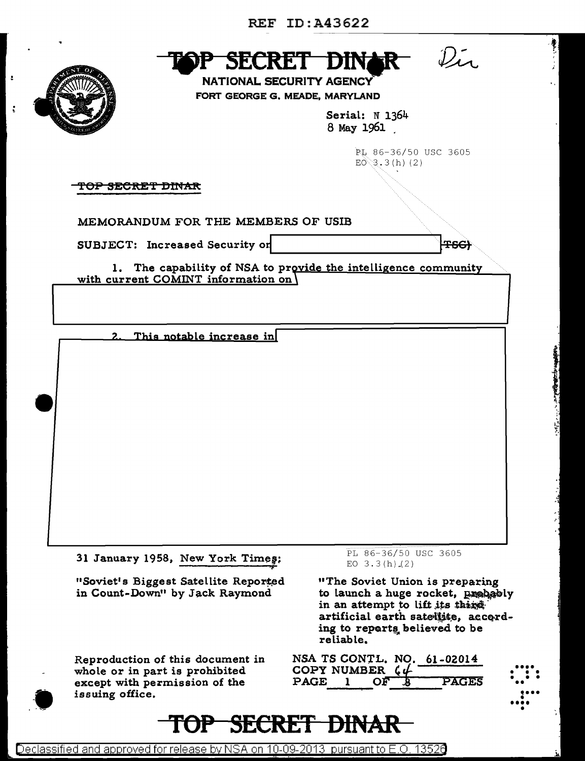REF ID:A43622

**~~TOP SECRET DINAR~~** *Dir*

NATIONAL SECURITY AGENCY
FORT GEORGE G. MEADE, MARYLAND

Serial: N 1364
8 May 1961

PL 86-36/50 USC 3605
EO 3.3(h)(2)

~~TOP SECRET DINAR~~

MEMORANDUM FOR THE MEMBERS OF USIB

SUBJECT: Increased Security on [REDACTED] ~~(TSC)~~

1. The capability of NSA to provide the intelligence community with current COMINT information on [REDACTED]

2. This notable increase in [REDACTED]

31 January 1958, New York Times:

"Soviet's Biggest Satellite Reported in Count-Down" by Jack Raymond

PL 86-36/50 USC 3605
EO 3.3(h)(2)

"The Soviet Union is preparing to launch a huge rocket, probably in an attempt to lift its third artificial earth satellite, according to reports believed to be reliable.

Reproduction of this document in whole or in part is prohibited except with permission of the issuing office.

NSA TS CONTL. NO. 61-02014
COPY NUMBER 64
PAGE 1 OF 8 PAGES

**~~TOP SECRET DINAR~~**

Declassified and approved for release by NSA on 10-09-2013 pursuant to E.O. 13526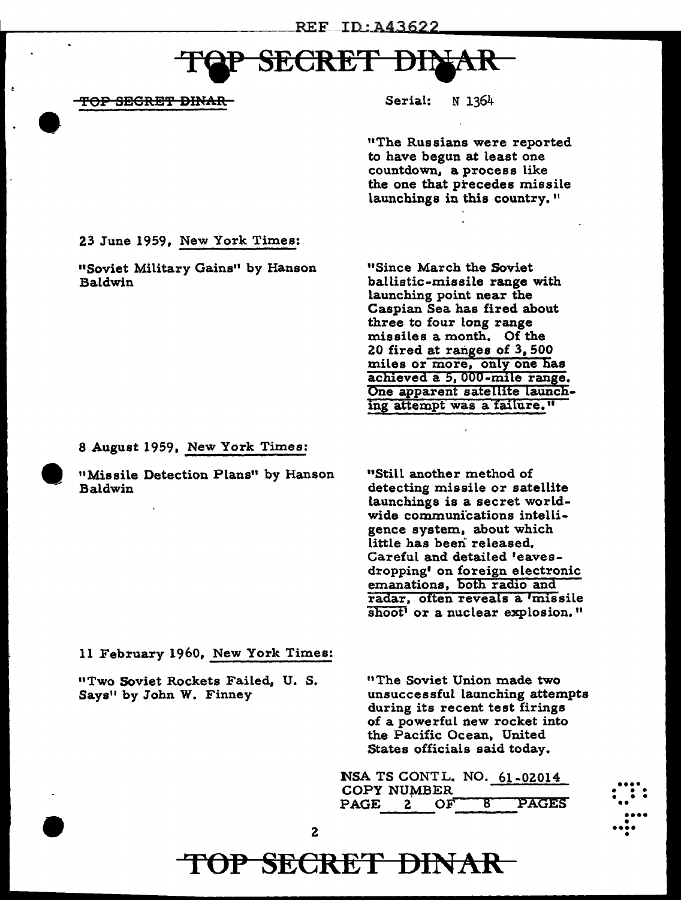Serial: N 1364

"The Russians were reported to have begun at least one countdown, a process like the one that precedes missile launchings in this country."

23 June 1959, New York Times:

"Soviet Military Gains" by Hanson Baldwin

"Since March the Soviet ballistic-missile range with launching point near the Caspian Sea has fired about three to four long range missiles a month. Of the 20 fired at ranges of 3,500 miles or more, only one has achieved a 5,000-mile range. One apparent satellite launching attempt was a failure."

8 August 1959, New York Times:

"Missile Detection Plans" by Hanson Baldwin

"Still another method of detecting missile or satellite launchings is a secret world-wide communications intelligence system, about which little has been released. Careful and detailed 'eaves-dropping' on foreign electronic emanations, both radio and radar, often reveals a 'missile shoot' or a nuclear explosion."

11 February 1960, New York Times:

"Two Soviet Rockets Failed, U. S. Says" by John W. Finney

"The Soviet Union made two unsuccessful launching attempts during its recent test firings of a powerful new rocket into the Pacific Ocean, United States officials said today.

NSA TS CONTL. NO. 61-02014
COPY NUMBER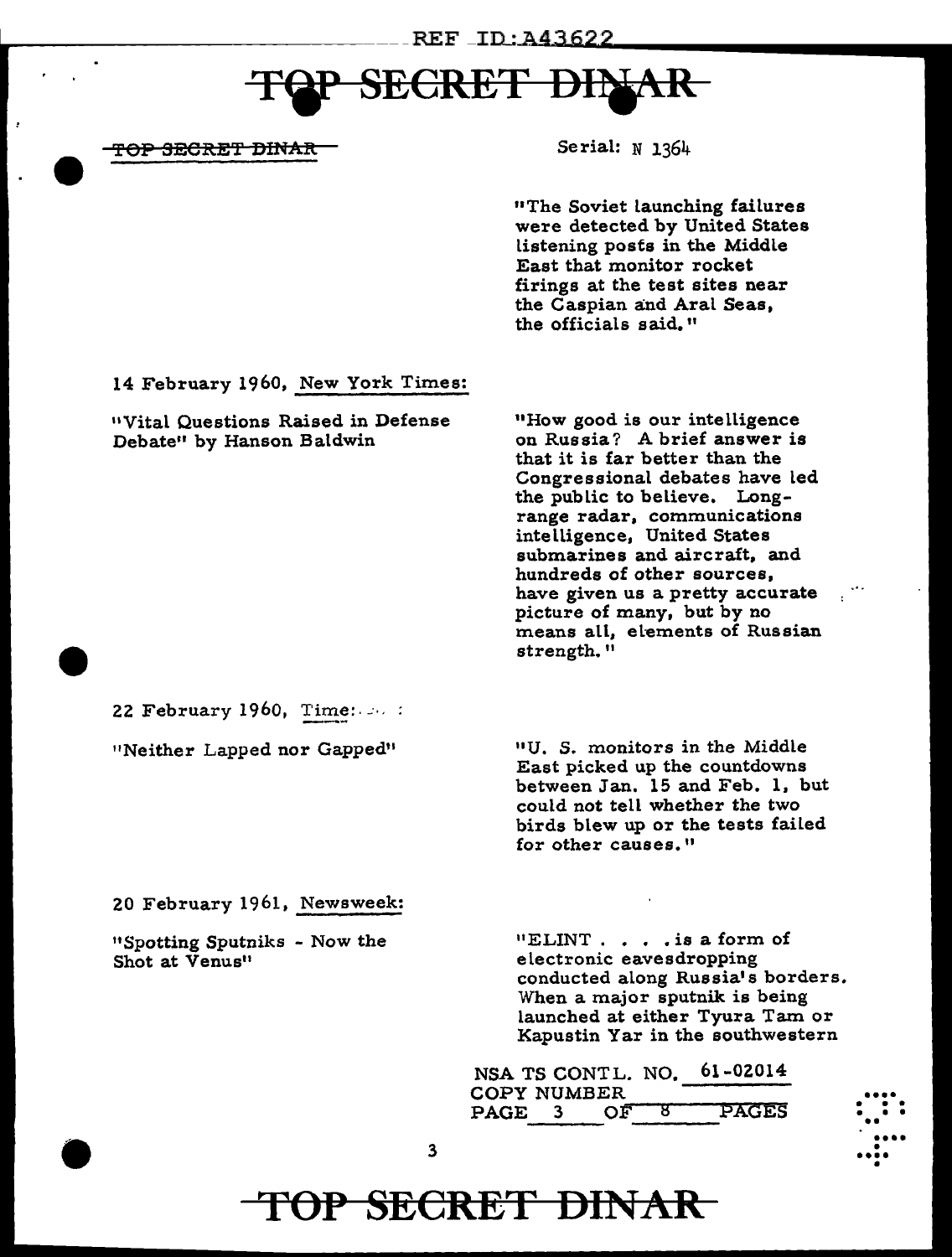~~TOP SECRET DINAR~~

Serial: N 1364

"The Soviet launching failures were detected by United States listening posts in the Middle East that monitor rocket firings at the test sites near the Caspian and Aral Seas, the officials said."

14 February 1960, New York Times:

"Vital Questions Raised in Defense Debate" by Hanson Baldwin

"How good is our intelligence on Russia? A brief answer is that it is far better than the Congressional debates have led the public to believe. Long-range radar, communications intelligence, United States submarines and aircraft, and hundreds of other sources, have given us a pretty accurate picture of many, but by no means all, elements of Russian strength."

22 February 1960, Time:

"Neither Lapped nor Gapped"

"U. S. monitors in the Middle East picked up the countdowns between Jan. 15 and Feb. 1, but could not tell whether the two birds blew up or the tests failed for other causes."

20 February 1961, Newsweek:

"Spotting Sputniks - Now the Shot at Venus"

"ELINT . . . . is a form of electronic eavesdropping conducted along Russia's borders. When a major sputnik is being launched at either Tyura Tam or Kapustin Yar in the southwestern

NSA TS CONTL. NO. 61-02014
COPY NUMBER
PAGE 3 OF 8 PAGES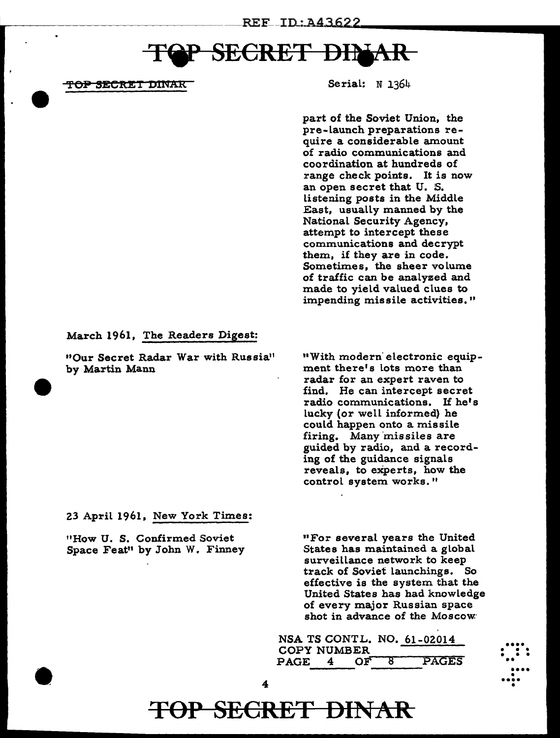Serial: N 1364

part of the Soviet Union, the pre-launch preparations require a considerable amount of radio communications and coordination at hundreds of range check points. It is now an open secret that U. S. listening posts in the Middle East, usually manned by the National Security Agency, attempt to intercept these communications and decrypt them, if they are in code. Sometimes, the sheer volume of traffic can be analyzed and made to yield valued clues to impending missile activities."

March 1961, The Readers Digest:

"Our Secret Radar War with Russia" by Martin Mann

"With modern electronic equipment there's lots more than radar for an expert raven to find. He can intercept secret radio communications. If he's lucky (or well informed) he could happen onto a missile firing. Many missiles are guided by radio, and a recording of the guidance signals reveals, to experts, how the control system works."

23 April 1961, New York Times:

"How U. S. Confirmed Soviet Space Feat" by John W. Finney

"For several years the United States has maintained a global surveillance network to keep track of Soviet launchings. So effective is the system that the United States has had knowledge of every major Russian space shot in advance of the Moscow

NSA TS CONTL. NO. 61-02014
COPY NUMBER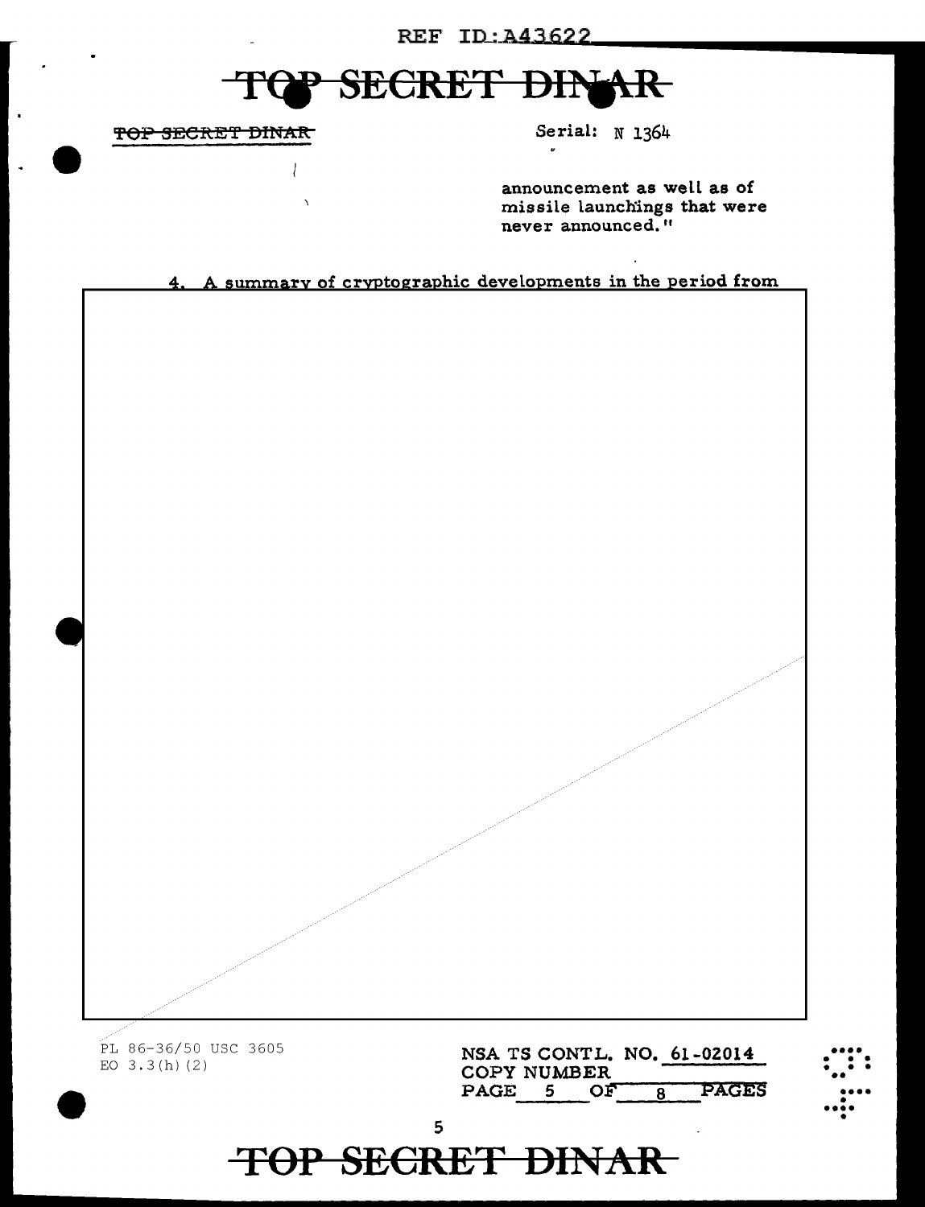TOP SECRET DINAR

Serial: N 1364

announcement as well as of missile launchings that were never announced."

4. A summary of cryptographic developments in the period from

PL 86-36/50 USC 3605
EO 3.3(h)(2)

NSA TS CONTL. NO. 61-02014
COPY NUMBER
PAGE 5 OF 8 PAGES

TOP SECRET DINAR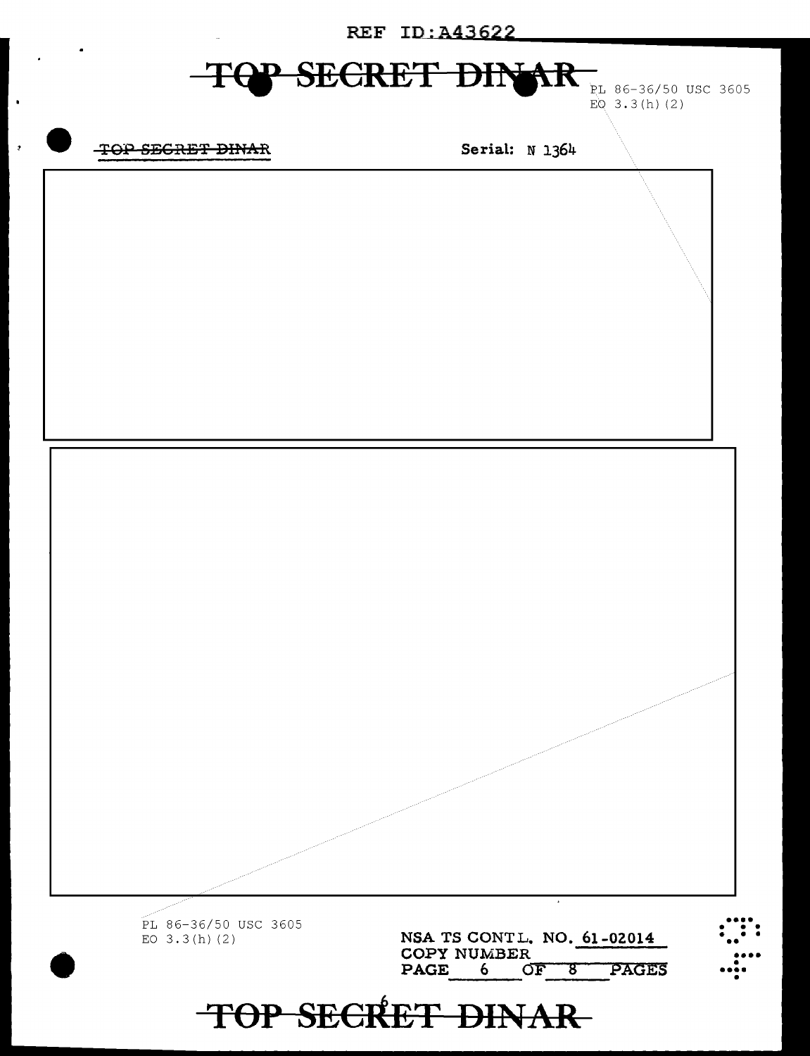TOP SECRET DINAR

PL 86-36/50 USC 3605
EO 3.3(h)(2)

TOP SECRET DINAR

Serial: N 1364

PL 86-36/50 USC 3605
EO 3.3(h)(2)

NSA TS CONTL. NO. 61-02014
COPY NUMBER
PAGE 6 OF 8 PAGES

TOP SECRET DINAR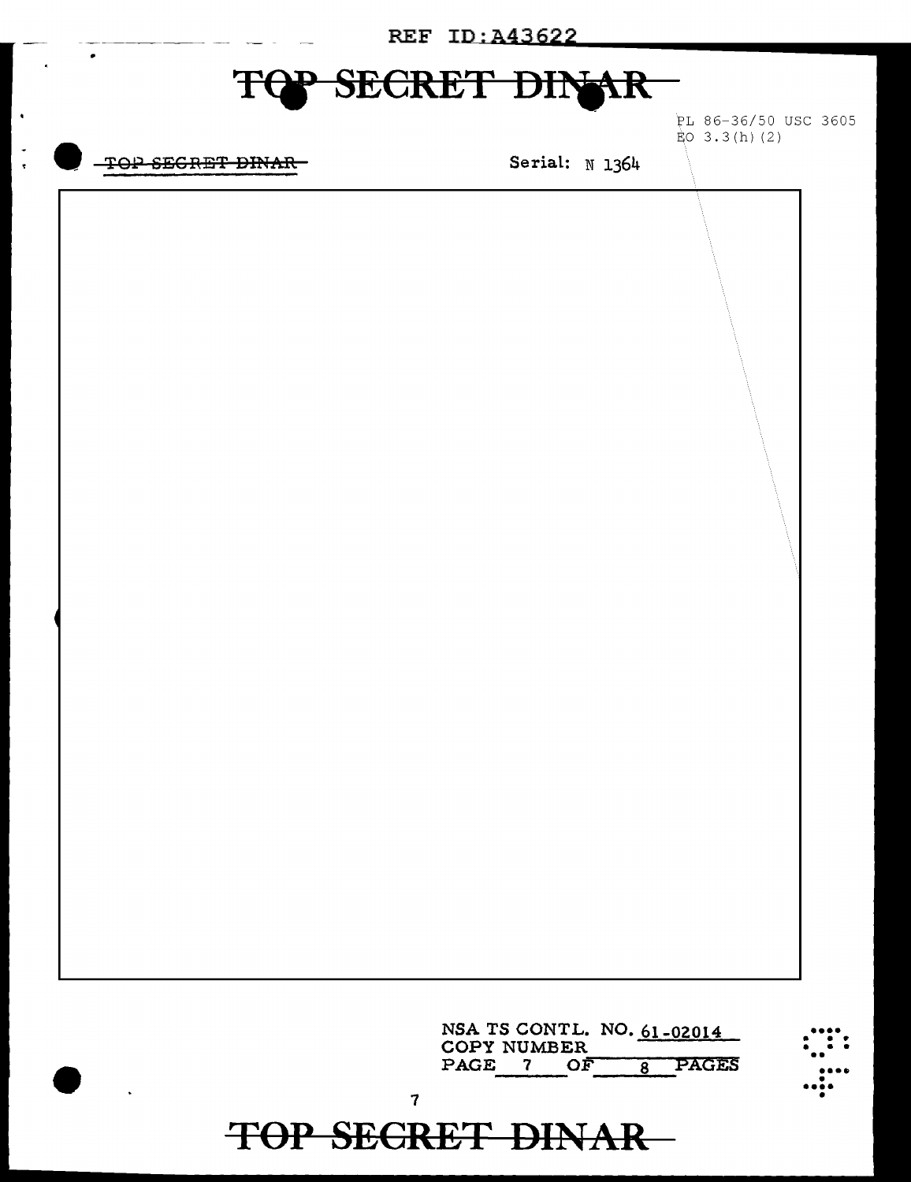PL 86-36/50 USC 3605
EO 3.3(h)(2)

Serial: N 1364

NSA TS CONTL. NO. 61-02014
COPY NUMBER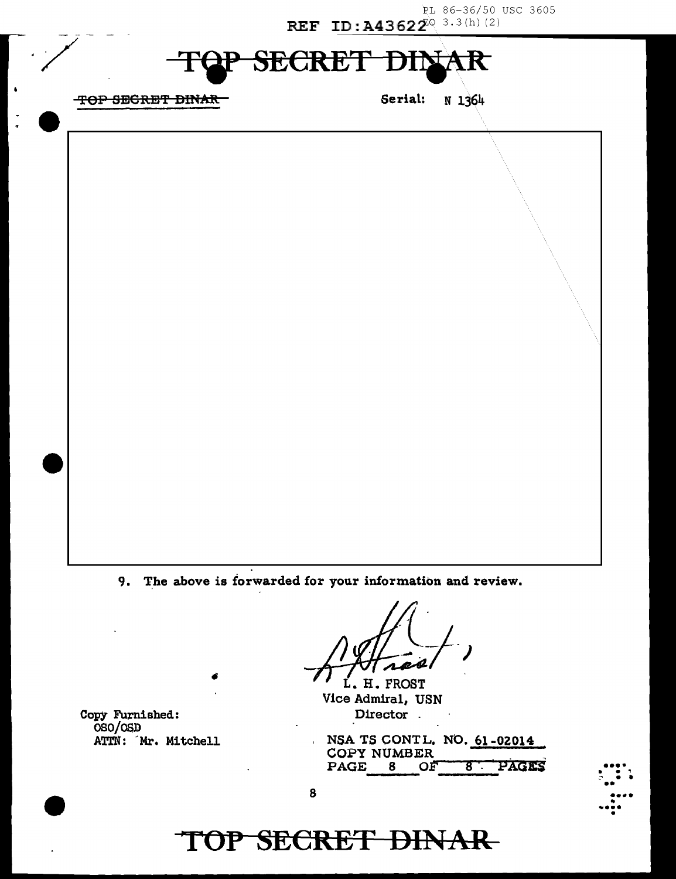REF ID:A43622

PL 86-36/50 USC 3605
EO 3.3(h)(2)

~~TOP SECRET DINAR~~

~~TOP SECRET DINAR~~

Serial: N 1364

9. The above is forwarded for your information and review.

L. H. FROST
Vice Admiral, USN
Director

Copy Furnished:
OSO/OSD
ATTN: Mr. Mitchell

NSA TS CONTL. NO. 61-02014
COPY NUMBER
PAGE 8 OF 8 PAGES

~~TOP SECRET DINAR~~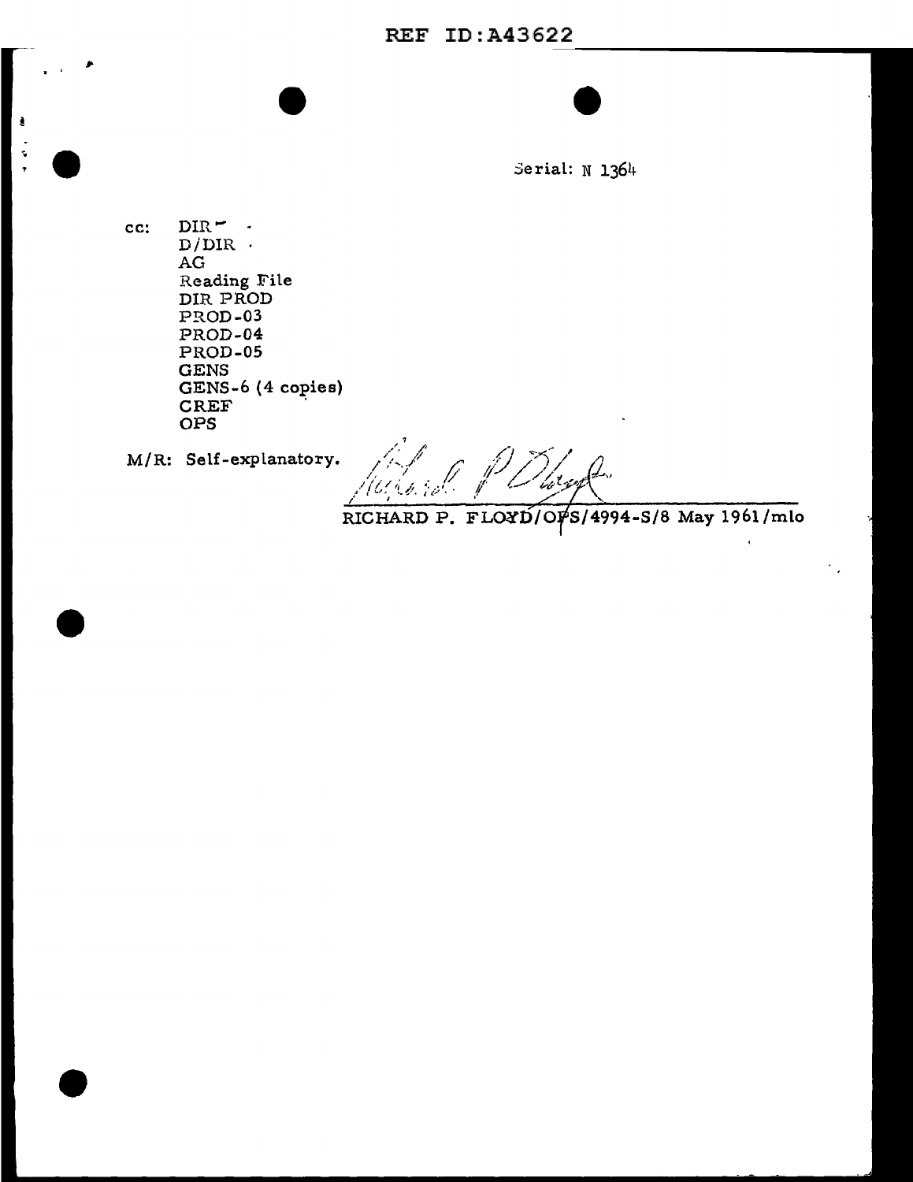REF ID:A43622

Serial: N 1364

cc: DIR
D/DIR
AG
Reading File
DIR PROD
PROD-03
PROD-04
PROD-05
GENS
GENS-6 (4 copies)
CREF
OPS

M/R: Self-explanatory.

RICHARD P. FLOYD/OPS/4994-S/8 May 1961/mlo